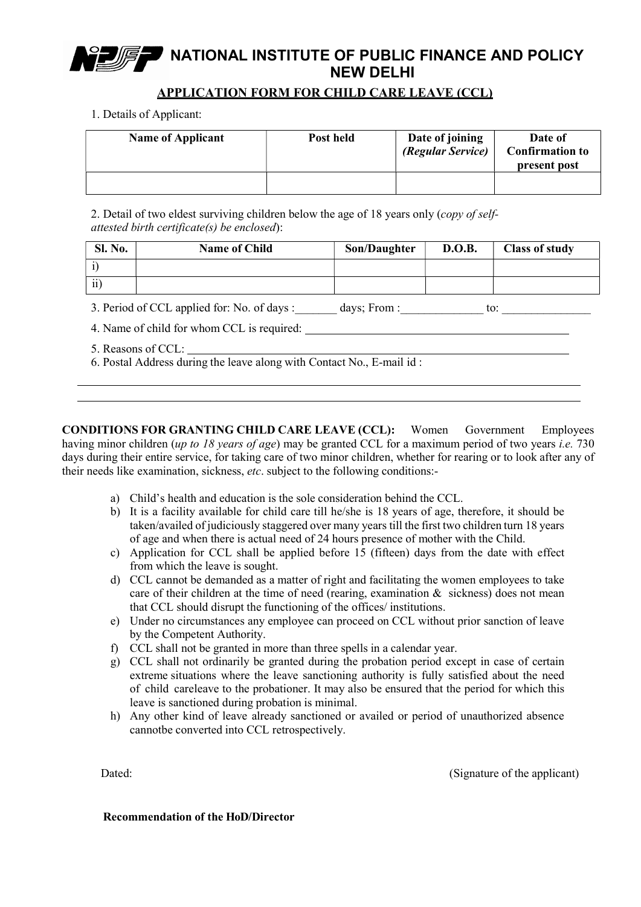# NATIONAL INSTITUTE OF PUBLIC FINANCE AND POLICY NEW DELHI

## APPLICATION FORM FOR CHILD CARE LEAVE (CCL)

1. Details of Applicant:

| Name of Applicant | Post held | Date of joining *(Regular Service)* | Date of Confirmation to present post |
|---|---|---|---|
| | | | |

2. Detail of two eldest surviving children below the age of 18 years only (*copy of self-attested birth certificate(s) be enclosed*):

| Sl. No. | Name of Child | Son/Daughter | D.O.B. | Class of study |
|---|---|---|---|---|
| i) | | | | |
| ii) | | | | |

3. Period of CCL applied for: No. of days :_______ days; From :______________ to: _______________

4. Name of child for whom CCL is required: ______________________________________________

5. Reasons of CCL: ____________________________________________________________________

6. Postal Address during the leave along with Contact No., E-mail id :

______________________________________________________________________________

______________________________________________________________________________

**CONDITIONS FOR GRANTING CHILD CARE LEAVE (CCL):** Women Government Employees having minor children (*up to 18 years of age*) may be granted CCL for a maximum period of two years *i.e.* 730 days during their entire service, for taking care of two minor children, whether for rearing or to look after any of their needs like examination, sickness, *etc*. subject to the following conditions:-

a) Child's health and education is the sole consideration behind the CCL.
b) It is a facility available for child care till he/she is 18 years of age, therefore, it should be taken/availed of judiciously staggered over many years till the first two children turn 18 years of age and when there is actual need of 24 hours presence of mother with the Child.
c) Application for CCL shall be applied before 15 (fifteen) days from the date with effect from which the leave is sought.
d) CCL cannot be demanded as a matter of right and facilitating the women employees to take care of their children at the time of need (rearing, examination & sickness) does not mean that CCL should disrupt the functioning of the offices/ institutions.
e) Under no circumstances any employee can proceed on CCL without prior sanction of leave by the Competent Authority.
f) CCL shall not be granted in more than three spells in a calendar year.
g) CCL shall not ordinarily be granted during the probation period except in case of certain extreme situations where the leave sanctioning authority is fully satisfied about the need of child careleave to the probationer. It may also be ensured that the period for which this leave is sanctioned during probation is minimal.
h) Any other kind of leave already sanctioned or availed or period of unauthorized absence cannotbe converted into CCL retrospectively.

Dated: (Signature of the applicant)

**Recommendation of the HoD/Director**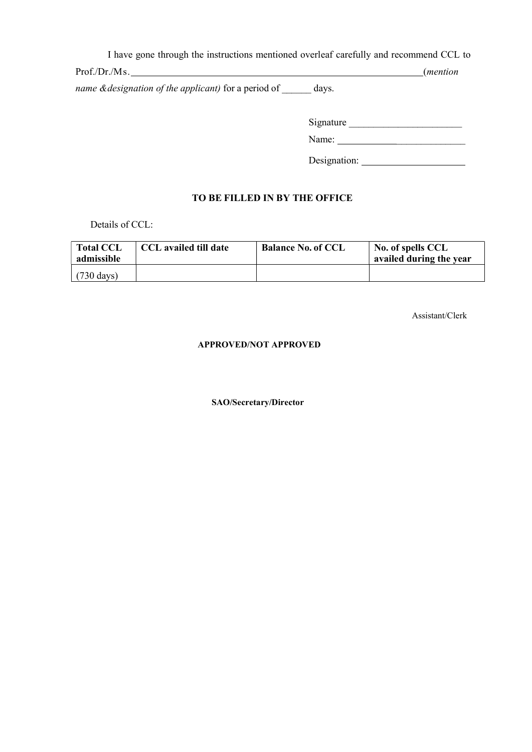I have gone through the instructions mentioned overleaf carefully and recommend CCL to Prof./Dr./Ms.______________________________________________________(*mention name &designation of the applicant)* for a period of ______ days.

Signature ________________________

Name: ___________________________

Designation: ______________________

**TO BE FILLED IN BY THE OFFICE**

Details of CCL:

| Total CCL admissible | CCL availed till date | Balance No. of CCL | No. of spells CCL availed during the year |
|---|---|---|---|
| (730 days) | | | |

Assistant/Clerk

**APPROVED/NOT APPROVED**

**SAO/Secretary/Director**